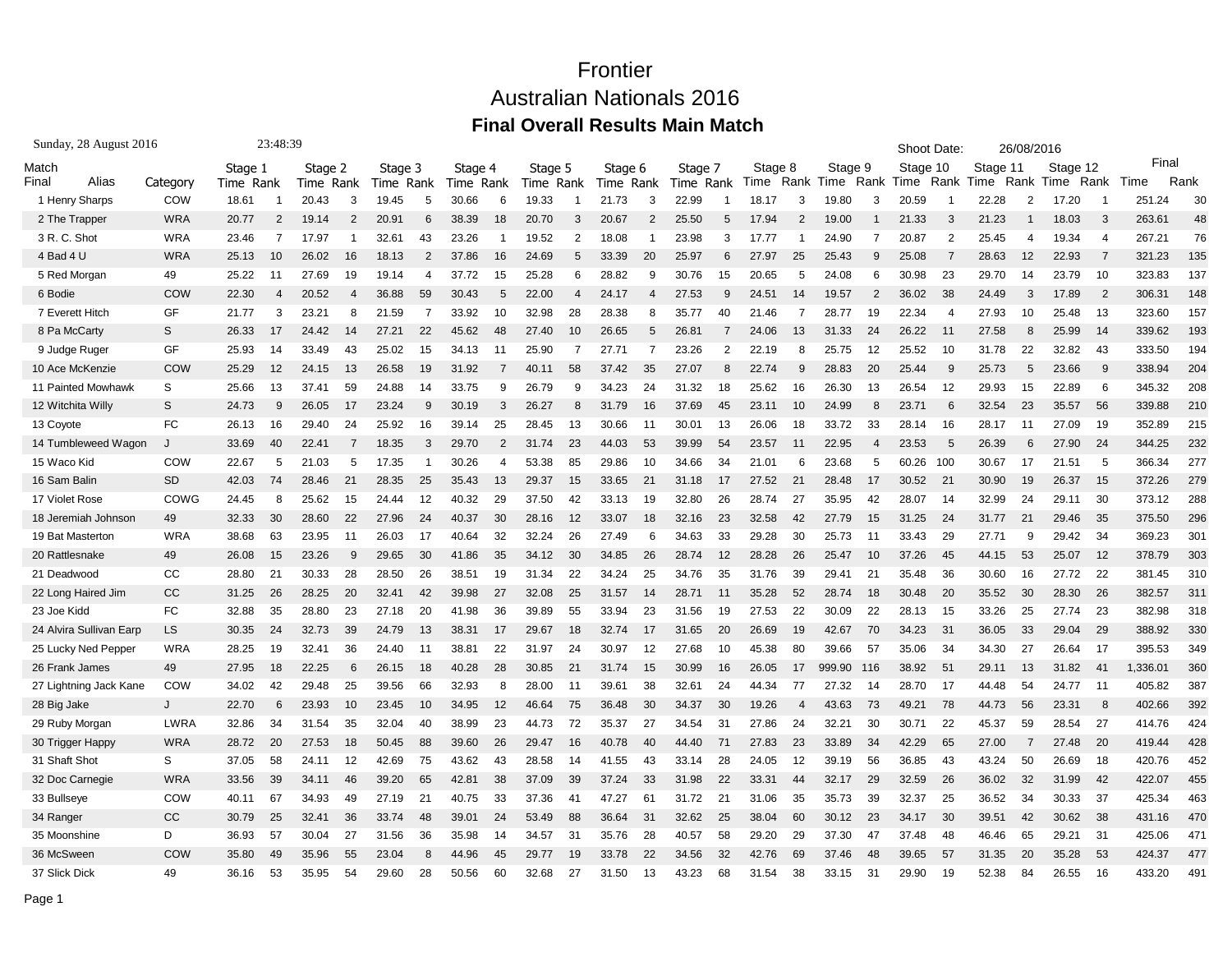# Frontier

# Australian Nationals 2016

## Final Overall Results Main Match

Sunday, 28 August 2016 23:48:39

Shoot Date: 26/08/2016

| Match Final | Alias | Category | Stage 1 Time | Rank | Stage 2 Time | Rank | Stage 3 Time | Rank | Stage 4 Time | Rank | Stage 5 Time | Rank | Stage 6 Time | Rank | Stage 7 Time | Rank | Stage 8 Time | Rank | Stage 9 Time | Rank | Stage 10 Time | Rank | Stage 11 Time | Rank | Stage 12 Time | Rank | Final Time | Rank |
|---|---|---|---|---|---|---|---|---|---|---|---|---|---|---|---|---|---|---|---|---|---|---|---|---|---|---|---|---|
| 1 | Henry Sharps | COW | 18.61 | 1 | 20.43 | 3 | 19.45 | 5 | 30.66 | 6 | 19.33 | 1 | 21.73 | 3 | 22.99 | 1 | 18.17 | 3 | 19.80 | 3 | 20.59 | 1 | 22.28 | 2 | 17.20 | 1 | 251.24 | 30 |
| 2 | The Trapper | WRA | 20.77 | 2 | 19.14 | 2 | 20.91 | 6 | 38.39 | 18 | 20.70 | 3 | 20.67 | 2 | 25.50 | 5 | 17.94 | 2 | 19.00 | 1 | 21.33 | 3 | 21.23 | 1 | 18.03 | 3 | 263.61 | 48 |
| 3 | R. C. Shot | WRA | 23.46 | 7 | 17.97 | 1 | 32.61 | 43 | 23.26 | 1 | 19.52 | 2 | 18.08 | 1 | 23.98 | 3 | 17.77 | 1 | 24.90 | 7 | 20.87 | 2 | 25.45 | 4 | 19.34 | 4 | 267.21 | 76 |
| 4 | Bad 4 U | WRA | 25.13 | 10 | 26.02 | 16 | 18.13 | 2 | 37.86 | 16 | 24.69 | 5 | 33.39 | 20 | 25.97 | 6 | 27.97 | 25 | 25.43 | 9 | 25.08 | 7 | 28.63 | 12 | 22.93 | 7 | 321.23 | 135 |
| 5 | Red Morgan | 49 | 25.22 | 11 | 27.69 | 19 | 19.14 | 4 | 37.72 | 15 | 25.28 | 6 | 28.82 | 9 | 30.76 | 15 | 20.65 | 5 | 24.08 | 6 | 30.98 | 23 | 29.70 | 14 | 23.79 | 10 | 323.83 | 137 |
| 6 | Bodie | COW | 22.30 | 4 | 20.52 | 4 | 36.88 | 59 | 30.43 | 5 | 22.00 | 4 | 24.17 | 4 | 27.53 | 9 | 24.51 | 14 | 19.57 | 2 | 36.02 | 38 | 24.49 | 3 | 17.89 | 2 | 306.31 | 148 |
| 7 | Everett Hitch | GF | 21.77 | 3 | 23.21 | 8 | 21.59 | 7 | 33.92 | 10 | 32.98 | 28 | 28.38 | 8 | 35.77 | 40 | 21.46 | 7 | 28.77 | 19 | 22.34 | 4 | 27.93 | 10 | 25.48 | 13 | 323.60 | 157 |
| 8 | Pa McCarty | S | 26.33 | 17 | 24.42 | 14 | 27.21 | 22 | 45.62 | 48 | 27.40 | 10 | 26.65 | 5 | 26.81 | 7 | 24.06 | 13 | 31.33 | 24 | 26.22 | 11 | 27.58 | 8 | 25.99 | 14 | 339.62 | 193 |
| 9 | Judge Ruger | GF | 25.93 | 14 | 33.49 | 43 | 25.02 | 15 | 34.13 | 11 | 25.90 | 7 | 27.71 | 7 | 23.26 | 2 | 22.19 | 8 | 25.75 | 12 | 25.52 | 10 | 31.78 | 22 | 32.82 | 43 | 333.50 | 194 |
| 10 | Ace McKenzie | COW | 25.29 | 12 | 24.15 | 13 | 26.58 | 19 | 31.92 | 7 | 40.11 | 58 | 37.42 | 35 | 27.07 | 8 | 22.74 | 9 | 28.83 | 20 | 25.44 | 9 | 25.73 | 5 | 23.66 | 9 | 338.94 | 204 |
| 11 | Painted Mowhawk | S | 25.66 | 13 | 37.41 | 59 | 24.88 | 14 | 33.75 | 9 | 26.79 | 9 | 34.23 | 24 | 31.32 | 18 | 25.62 | 16 | 26.30 | 13 | 26.54 | 12 | 29.93 | 15 | 22.89 | 6 | 345.32 | 208 |
| 12 | Witchita Willy | S | 24.73 | 9 | 26.05 | 17 | 23.24 | 9 | 30.19 | 3 | 26.27 | 8 | 31.79 | 16 | 37.69 | 45 | 23.11 | 10 | 24.99 | 8 | 23.71 | 6 | 32.54 | 23 | 35.57 | 56 | 339.88 | 210 |
| 13 | Coyote | FC | 26.13 | 16 | 29.40 | 24 | 25.92 | 16 | 39.14 | 25 | 28.45 | 13 | 30.66 | 11 | 30.01 | 13 | 26.06 | 18 | 33.72 | 33 | 28.14 | 16 | 28.17 | 11 | 27.09 | 19 | 352.89 | 215 |
| 14 | Tumbleweed Wagon | J | 33.69 | 40 | 22.41 | 7 | 18.35 | 3 | 29.70 | 2 | 31.74 | 23 | 44.03 | 53 | 39.99 | 54 | 23.57 | 11 | 22.95 | 4 | 23.53 | 5 | 26.39 | 6 | 27.90 | 24 | 344.25 | 232 |
| 15 | Waco Kid | COW | 22.67 | 5 | 21.03 | 5 | 17.35 | 1 | 30.26 | 4 | 53.38 | 85 | 29.86 | 10 | 34.66 | 34 | 21.01 | 6 | 23.68 | 5 | 60.26 | 100 | 30.67 | 17 | 21.51 | 5 | 366.34 | 277 |
| 16 | Sam Balin | SD | 42.03 | 74 | 28.46 | 21 | 28.35 | 25 | 35.43 | 13 | 29.37 | 15 | 33.65 | 21 | 31.18 | 17 | 27.52 | 21 | 28.48 | 17 | 30.52 | 21 | 30.90 | 19 | 26.37 | 15 | 372.26 | 279 |
| 17 | Violet Rose | COWG | 24.45 | 8 | 25.62 | 15 | 24.44 | 12 | 40.32 | 29 | 37.50 | 42 | 33.13 | 19 | 32.80 | 26 | 28.74 | 27 | 35.95 | 42 | 28.07 | 14 | 32.99 | 24 | 29.11 | 30 | 373.12 | 288 |
| 18 | Jeremiah Johnson | 49 | 32.33 | 30 | 28.60 | 22 | 27.96 | 24 | 40.37 | 30 | 28.16 | 12 | 33.07 | 18 | 32.16 | 23 | 32.58 | 42 | 27.79 | 15 | 31.25 | 24 | 31.77 | 21 | 29.46 | 35 | 375.50 | 296 |
| 19 | Bat Masterton | WRA | 38.68 | 63 | 23.95 | 11 | 26.03 | 17 | 40.64 | 32 | 32.24 | 26 | 27.49 | 6 | 34.63 | 33 | 29.28 | 30 | 25.73 | 11 | 33.43 | 29 | 27.71 | 9 | 29.42 | 34 | 369.23 | 301 |
| 20 | Rattlesnake | 49 | 26.08 | 15 | 23.26 | 9 | 29.65 | 30 | 41.86 | 35 | 34.12 | 30 | 34.85 | 26 | 28.74 | 12 | 28.28 | 26 | 25.47 | 10 | 37.26 | 45 | 44.15 | 53 | 25.07 | 12 | 378.79 | 303 |
| 21 | Deadwood | CC | 28.80 | 21 | 30.33 | 28 | 28.50 | 26 | 38.51 | 19 | 31.34 | 22 | 34.24 | 25 | 34.76 | 35 | 31.76 | 39 | 29.41 | 21 | 35.48 | 36 | 30.60 | 16 | 27.72 | 22 | 381.45 | 310 |
| 22 | Long Haired Jim | CC | 31.25 | 26 | 28.25 | 20 | 32.41 | 42 | 39.98 | 27 | 32.08 | 25 | 31.57 | 14 | 28.71 | 11 | 35.28 | 52 | 28.74 | 18 | 30.48 | 20 | 35.52 | 30 | 28.30 | 26 | 382.57 | 311 |
| 23 | Joe Kidd | FC | 32.88 | 35 | 28.80 | 23 | 27.18 | 20 | 41.98 | 36 | 39.89 | 55 | 33.94 | 23 | 31.56 | 19 | 27.53 | 22 | 30.09 | 22 | 28.13 | 15 | 33.26 | 25 | 27.74 | 23 | 382.98 | 318 |
| 24 | Alvira Sullivan Earp | LS | 30.35 | 24 | 32.73 | 39 | 24.79 | 13 | 38.31 | 17 | 29.67 | 18 | 32.74 | 17 | 31.65 | 20 | 26.69 | 19 | 42.67 | 70 | 34.23 | 31 | 36.05 | 33 | 29.04 | 29 | 388.92 | 330 |
| 25 | Lucky Ned Pepper | WRA | 28.25 | 19 | 32.41 | 36 | 24.40 | 11 | 38.81 | 22 | 31.97 | 24 | 30.97 | 12 | 27.68 | 10 | 45.38 | 80 | 39.66 | 57 | 35.06 | 34 | 34.30 | 27 | 26.64 | 17 | 395.53 | 349 |
| 26 | Frank James | 49 | 27.95 | 18 | 22.25 | 6 | 26.15 | 18 | 40.28 | 28 | 30.85 | 21 | 31.74 | 15 | 30.99 | 16 | 26.05 | 17 | 999.90 | 116 | 38.92 | 51 | 29.11 | 13 | 31.82 | 41 | 1,336.01 | 360 |
| 27 | Lightning Jack Kane | COW | 34.02 | 42 | 29.48 | 25 | 39.56 | 66 | 32.93 | 8 | 28.00 | 11 | 39.61 | 38 | 32.61 | 24 | 44.34 | 77 | 27.32 | 14 | 28.70 | 17 | 44.48 | 54 | 24.77 | 11 | 405.82 | 387 |
| 28 | Big Jake | J | 22.70 | 6 | 23.93 | 10 | 23.45 | 10 | 34.95 | 12 | 46.64 | 75 | 36.48 | 30 | 34.37 | 30 | 19.26 | 4 | 43.63 | 73 | 49.21 | 78 | 44.73 | 56 | 23.31 | 8 | 402.66 | 392 |
| 29 | Ruby Morgan | LWRA | 32.86 | 34 | 31.54 | 35 | 32.04 | 40 | 38.99 | 23 | 44.73 | 72 | 35.37 | 27 | 34.54 | 31 | 27.86 | 24 | 32.21 | 30 | 30.71 | 22 | 45.37 | 59 | 28.54 | 27 | 414.76 | 424 |
| 30 | Trigger Happy | WRA | 28.72 | 20 | 27.53 | 18 | 50.45 | 88 | 39.60 | 26 | 29.47 | 16 | 40.78 | 40 | 44.40 | 71 | 27.83 | 23 | 33.89 | 34 | 42.29 | 65 | 27.00 | 7 | 27.48 | 20 | 419.44 | 428 |
| 31 | Shaft Shot | S | 37.05 | 58 | 24.11 | 12 | 42.69 | 75 | 43.62 | 43 | 28.58 | 14 | 41.55 | 43 | 33.14 | 28 | 24.05 | 12 | 39.19 | 56 | 36.85 | 43 | 43.24 | 50 | 26.69 | 18 | 420.76 | 452 |
| 32 | Doc Carnegie | WRA | 33.56 | 39 | 34.11 | 46 | 39.20 | 65 | 42.81 | 38 | 37.09 | 39 | 37.24 | 33 | 31.98 | 22 | 33.31 | 44 | 32.17 | 29 | 32.59 | 26 | 36.02 | 32 | 31.99 | 42 | 422.07 | 455 |
| 33 | Bullseye | COW | 40.11 | 67 | 34.93 | 49 | 27.19 | 21 | 40.75 | 33 | 37.36 | 41 | 47.27 | 61 | 31.72 | 21 | 31.06 | 35 | 35.73 | 39 | 32.37 | 25 | 36.52 | 34 | 30.33 | 37 | 425.34 | 463 |
| 34 | Ranger | CC | 30.79 | 25 | 32.41 | 36 | 33.74 | 48 | 39.01 | 24 | 53.49 | 88 | 36.64 | 31 | 32.62 | 25 | 38.04 | 60 | 30.12 | 23 | 34.17 | 30 | 39.51 | 42 | 30.62 | 38 | 431.16 | 470 |
| 35 | Moonshine | D | 36.93 | 57 | 30.04 | 27 | 31.56 | 36 | 35.98 | 14 | 34.57 | 31 | 35.76 | 28 | 40.57 | 58 | 29.20 | 29 | 37.30 | 47 | 37.48 | 48 | 46.46 | 65 | 29.21 | 31 | 425.06 | 471 |
| 36 | McSween | COW | 35.80 | 49 | 35.96 | 55 | 23.04 | 8 | 44.96 | 45 | 29.77 | 19 | 33.78 | 22 | 34.56 | 32 | 42.76 | 69 | 37.46 | 48 | 39.65 | 57 | 31.35 | 20 | 35.28 | 53 | 424.37 | 477 |
| 37 | Slick Dick | 49 | 36.16 | 53 | 35.95 | 54 | 29.60 | 28 | 50.56 | 60 | 32.68 | 27 | 31.50 | 13 | 43.23 | 68 | 31.54 | 38 | 33.15 | 31 | 29.90 | 19 | 52.38 | 84 | 26.55 | 16 | 433.20 | 491 |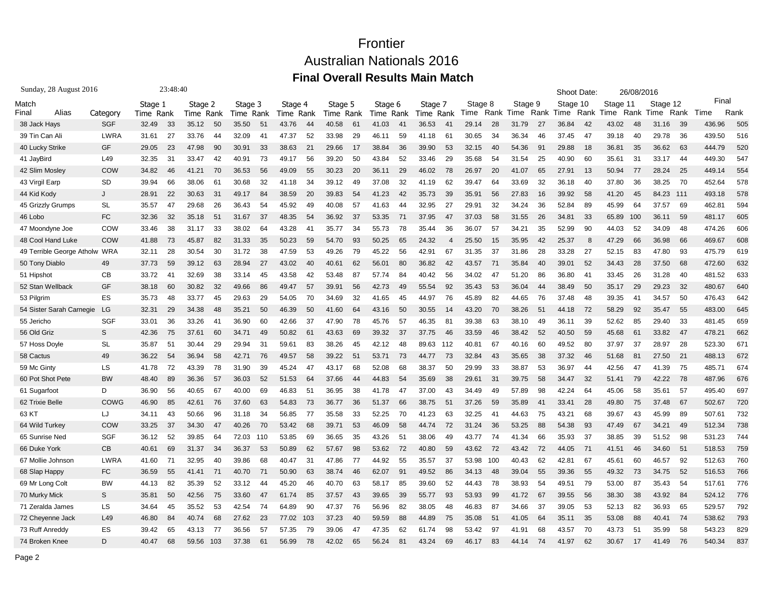# Frontier

## Australian Nationals 2016

### Final Overall Results Main Match

Sunday, 28 August 2016 23:48:40

Shoot Date: 26/08/2016

| Match Final | Alias | Category | Stage 1 Time | Rank | Stage 2 Time | Rank | Stage 3 Time | Rank | Stage 4 Time | Rank | Stage 5 Time | Rank | Stage 6 Time | Rank | Stage 7 Time | Rank | Stage 8 Time | Rank | Stage 9 Time | Rank | Stage 10 Time | Rank | Stage 11 Time | Rank | Stage 12 Time | Rank | Final Time | Rank |
|---|---|---|---|---|---|---|---|---|---|---|---|---|---|---|---|---|---|---|---|---|---|---|---|---|---|---|---|---|
| 38 | Jack Hays | SGF | 32.49 | 33 | 35.12 | 50 | 35.50 | 51 | 43.76 | 44 | 40.58 | 61 | 41.03 | 41 | 36.53 | 41 | 29.14 | 28 | 31.79 | 27 | 36.84 | 42 | 43.02 | 48 | 31.16 | 39 | 436.96 | 505 |
| 39 | Tin Can Ali | LWRA | 31.61 | 27 | 33.76 | 44 | 32.09 | 41 | 47.37 | 52 | 33.98 | 29 | 46.11 | 59 | 41.18 | 61 | 30.65 | 34 | 36.34 | 46 | 37.45 | 47 | 39.18 | 40 | 29.78 | 36 | 439.50 | 516 |
| 40 | Lucky Strike | GF | 29.05 | 23 | 47.98 | 90 | 30.91 | 33 | 38.63 | 21 | 29.66 | 17 | 38.84 | 36 | 39.90 | 53 | 32.15 | 40 | 54.36 | 91 | 29.88 | 18 | 36.81 | 35 | 36.62 | 63 | 444.79 | 520 |
| 41 | JayBird | L49 | 32.35 | 31 | 33.47 | 42 | 40.91 | 73 | 49.17 | 56 | 39.20 | 50 | 43.84 | 52 | 33.46 | 29 | 35.68 | 54 | 31.54 | 25 | 40.90 | 60 | 35.61 | 31 | 33.17 | 44 | 449.30 | 547 |
| 42 | Slim Mosley | COW | 34.82 | 46 | 41.21 | 70 | 36.53 | 56 | 49.09 | 55 | 30.23 | 20 | 36.11 | 29 | 46.02 | 78 | 26.97 | 20 | 41.07 | 65 | 27.91 | 13 | 50.94 | 77 | 28.24 | 25 | 449.14 | 554 |
| 43 | Virgil Earp | SD | 39.94 | 66 | 38.06 | 61 | 30.68 | 32 | 41.18 | 34 | 39.12 | 49 | 37.08 | 32 | 41.19 | 62 | 39.47 | 64 | 33.69 | 32 | 36.18 | 40 | 37.80 | 36 | 38.25 | 70 | 452.64 | 578 |
| 44 | Kid Kody | J | 28.91 | 22 | 30.63 | 31 | 49.17 | 84 | 38.59 | 20 | 39.83 | 54 | 41.23 | 42 | 35.73 | 39 | 35.91 | 56 | 27.83 | 16 | 39.92 | 58 | 41.20 | 45 | 84.23 | 111 | 493.18 | 578 |
| 45 | Grizzly Grumps | SL | 35.57 | 47 | 29.68 | 26 | 36.43 | 54 | 45.92 | 49 | 40.08 | 57 | 41.63 | 44 | 32.95 | 27 | 29.91 | 32 | 34.24 | 36 | 52.84 | 89 | 45.99 | 64 | 37.57 | 69 | 462.81 | 594 |
| 46 | Lobo | FC | 32.36 | 32 | 35.18 | 51 | 31.67 | 37 | 48.35 | 54 | 36.92 | 37 | 53.35 | 71 | 37.95 | 47 | 37.03 | 58 | 31.55 | 26 | 34.81 | 33 | 65.89 | 100 | 36.11 | 59 | 481.17 | 605 |
| 47 | Moondyne Joe | COW | 33.46 | 38 | 31.17 | 33 | 38.02 | 64 | 43.28 | 41 | 35.77 | 34 | 55.73 | 78 | 35.44 | 36 | 36.07 | 57 | 34.21 | 35 | 52.99 | 90 | 44.03 | 52 | 34.09 | 48 | 474.26 | 606 |
| 48 | Cool Hand Luke | COW | 41.88 | 73 | 45.87 | 82 | 31.33 | 35 | 50.23 | 59 | 54.70 | 93 | 50.25 | 65 | 24.32 | 4 | 25.50 | 15 | 35.95 | 42 | 25.37 | 8 | 47.29 | 66 | 36.98 | 66 | 469.67 | 608 |
| 49 | Terrible George Atholw | WRA | 32.11 | 28 | 30.54 | 30 | 31.72 | 38 | 47.59 | 53 | 49.26 | 79 | 45.22 | 56 | 42.91 | 67 | 31.35 | 37 | 31.86 | 28 | 33.28 | 27 | 52.15 | 83 | 47.80 | 93 | 475.79 | 619 |
| 50 | Tony Diablo | 49 | 37.73 | 59 | 39.12 | 63 | 28.94 | 27 | 43.02 | 40 | 40.61 | 62 | 56.01 | 80 | 36.82 | 42 | 43.57 | 71 | 35.84 | 40 | 39.01 | 52 | 34.43 | 28 | 37.50 | 68 | 472.60 | 632 |
| 51 | Hipshot | CB | 33.72 | 41 | 32.69 | 38 | 33.14 | 45 | 43.58 | 42 | 53.48 | 87 | 57.74 | 84 | 40.42 | 56 | 34.02 | 47 | 51.20 | 86 | 36.80 | 41 | 33.45 | 26 | 31.28 | 40 | 481.52 | 633 |
| 52 | Stan Wellback | GF | 38.18 | 60 | 30.82 | 32 | 49.66 | 86 | 49.47 | 57 | 39.91 | 56 | 42.73 | 49 | 55.54 | 92 | 35.43 | 53 | 36.04 | 44 | 38.49 | 50 | 35.17 | 29 | 29.23 | 32 | 480.67 | 640 |
| 53 | Pilgrim | ES | 35.73 | 48 | 33.77 | 45 | 29.63 | 29 | 54.05 | 70 | 34.69 | 32 | 41.65 | 45 | 44.97 | 76 | 45.89 | 82 | 44.65 | 76 | 37.48 | 48 | 39.35 | 41 | 34.57 | 50 | 476.43 | 642 |
| 54 | Sister Sarah Carnegie | LG | 32.31 | 29 | 34.38 | 48 | 35.21 | 50 | 46.39 | 50 | 41.60 | 64 | 43.16 | 50 | 30.55 | 14 | 43.20 | 70 | 38.26 | 51 | 44.18 | 72 | 58.29 | 92 | 35.47 | 55 | 483.00 | 645 |
| 55 | Jericho | SGF | 33.01 | 36 | 33.26 | 41 | 36.90 | 60 | 42.66 | 37 | 47.90 | 78 | 45.76 | 57 | 46.35 | 81 | 39.38 | 63 | 38.10 | 49 | 36.11 | 39 | 52.62 | 85 | 29.40 | 33 | 481.45 | 659 |
| 56 | Old Griz | S | 42.36 | 75 | 37.61 | 60 | 34.71 | 49 | 50.82 | 61 | 43.63 | 69 | 39.32 | 37 | 37.75 | 46 | 33.59 | 46 | 38.42 | 52 | 40.50 | 59 | 45.68 | 61 | 33.82 | 47 | 478.21 | 662 |
| 57 | Hoss Doyle | SL | 35.87 | 51 | 30.44 | 29 | 29.94 | 31 | 59.61 | 83 | 38.26 | 45 | 42.12 | 48 | 89.63 | 112 | 40.81 | 67 | 40.16 | 60 | 49.52 | 80 | 37.97 | 37 | 28.97 | 28 | 523.30 | 671 |
| 58 | Cactus | 49 | 36.22 | 54 | 36.94 | 58 | 42.71 | 76 | 49.57 | 58 | 39.22 | 51 | 53.71 | 73 | 44.77 | 73 | 32.84 | 43 | 35.65 | 38 | 37.32 | 46 | 51.68 | 81 | 27.50 | 21 | 488.13 | 672 |
| 59 | Mc Ginty | LS | 41.78 | 72 | 43.39 | 78 | 31.90 | 39 | 45.24 | 47 | 43.17 | 68 | 52.08 | 68 | 38.37 | 50 | 29.99 | 33 | 38.87 | 53 | 36.97 | 44 | 42.56 | 47 | 41.39 | 75 | 485.71 | 674 |
| 60 | Pot Shot Pete | BW | 48.40 | 89 | 36.36 | 57 | 36.03 | 52 | 51.53 | 64 | 37.66 | 44 | 44.83 | 54 | 35.69 | 38 | 29.61 | 31 | 39.75 | 58 | 34.47 | 32 | 51.41 | 79 | 42.22 | 78 | 487.96 | 676 |
| 61 | Sugarfoot | D | 36.90 | 56 | 40.65 | 67 | 40.00 | 69 | 46.83 | 51 | 36.95 | 38 | 41.78 | 47 | 37.00 | 43 | 34.49 | 49 | 57.89 | 98 | 42.24 | 64 | 45.06 | 58 | 35.61 | 57 | 495.40 | 697 |
| 62 | Trixie Belle | COWG | 46.90 | 85 | 42.61 | 76 | 37.60 | 63 | 54.83 | 73 | 36.77 | 36 | 51.37 | 66 | 38.75 | 51 | 37.26 | 59 | 35.89 | 41 | 33.41 | 28 | 49.80 | 75 | 37.48 | 67 | 502.67 | 720 |
| 63 | KT | LJ | 34.11 | 43 | 50.66 | 96 | 31.18 | 34 | 56.85 | 77 | 35.58 | 33 | 52.25 | 70 | 41.23 | 63 | 32.25 | 41 | 44.63 | 75 | 43.21 | 68 | 39.67 | 43 | 45.99 | 89 | 507.61 | 732 |
| 64 | Wild Turkey | COW | 33.25 | 37 | 34.30 | 47 | 40.26 | 70 | 53.42 | 68 | 39.71 | 53 | 46.09 | 58 | 44.74 | 72 | 31.24 | 36 | 53.25 | 88 | 54.38 | 93 | 47.49 | 67 | 34.21 | 49 | 512.34 | 738 |
| 65 | Sunrise Ned | SGF | 36.12 | 52 | 39.85 | 64 | 72.03 | 110 | 53.85 | 69 | 36.65 | 35 | 43.26 | 51 | 38.06 | 49 | 43.77 | 74 | 41.34 | 66 | 35.93 | 37 | 38.85 | 39 | 51.52 | 98 | 531.23 | 744 |
| 66 | Duke York | CB | 40.61 | 69 | 31.37 | 34 | 36.37 | 53 | 50.89 | 62 | 57.67 | 98 | 53.62 | 72 | 40.80 | 59 | 43.62 | 72 | 43.42 | 72 | 44.05 | 71 | 41.51 | 46 | 34.60 | 51 | 518.53 | 759 |
| 67 | Mollie Johnson | LWRA | 41.60 | 71 | 32.95 | 40 | 39.86 | 68 | 40.47 | 31 | 47.86 | 77 | 44.92 | 55 | 35.57 | 37 | 53.98 | 100 | 40.43 | 62 | 42.81 | 67 | 45.61 | 60 | 46.57 | 92 | 512.63 | 760 |
| 68 | Slap Happy | FC | 36.59 | 55 | 41.41 | 71 | 40.70 | 71 | 50.90 | 63 | 38.74 | 46 | 62.07 | 91 | 49.52 | 86 | 34.13 | 48 | 39.04 | 55 | 39.36 | 55 | 49.32 | 73 | 34.75 | 52 | 516.53 | 766 |
| 69 | Mr Long Colt | BW | 44.13 | 82 | 35.39 | 52 | 33.12 | 44 | 45.20 | 46 | 40.70 | 63 | 58.17 | 85 | 39.60 | 52 | 44.43 | 78 | 38.93 | 54 | 49.51 | 79 | 53.00 | 87 | 35.43 | 54 | 517.61 | 776 |
| 70 | Murky Mick | S | 35.81 | 50 | 42.56 | 75 | 33.60 | 47 | 61.74 | 85 | 37.57 | 43 | 39.65 | 39 | 55.77 | 93 | 53.93 | 99 | 41.72 | 67 | 39.55 | 56 | 38.30 | 38 | 43.92 | 84 | 524.12 | 776 |
| 71 | Zeralda James | LS | 34.64 | 45 | 35.52 | 53 | 42.54 | 74 | 64.89 | 90 | 47.37 | 76 | 56.96 | 82 | 38.05 | 48 | 46.83 | 87 | 34.66 | 37 | 39.05 | 53 | 52.13 | 82 | 36.93 | 65 | 529.57 | 792 |
| 72 | Cheyenne Jack | L49 | 46.80 | 84 | 40.74 | 68 | 27.62 | 23 | 77.02 | 103 | 37.23 | 40 | 59.59 | 88 | 44.89 | 75 | 35.08 | 51 | 41.05 | 64 | 35.11 | 35 | 53.08 | 88 | 40.41 | 74 | 538.62 | 793 |
| 73 | Ruff Anreddy | ES | 39.42 | 65 | 43.13 | 77 | 36.56 | 57 | 57.35 | 79 | 39.06 | 47 | 47.35 | 62 | 61.74 | 98 | 53.42 | 97 | 41.91 | 68 | 43.57 | 70 | 43.73 | 51 | 35.99 | 58 | 543.23 | 829 |
| 74 | Broken Knee | D | 40.47 | 68 | 59.56 | 103 | 37.38 | 61 | 56.99 | 78 | 42.02 | 65 | 56.24 | 81 | 43.24 | 69 | 46.17 | 83 | 44.14 | 74 | 41.97 | 62 | 30.67 | 17 | 41.49 | 76 | 540.34 | 837 |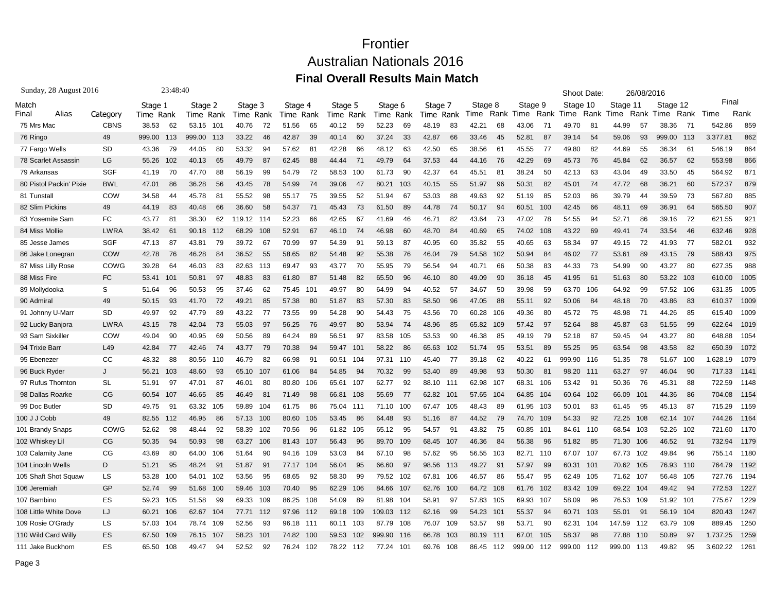# Frontier

## Australian Nationals 2016

### Final Overall Results Main Match

Sunday, 28 August 2016 23:48:40 Shoot Date: 26/08/2016

| Match Final | Alias | Category | Stage 1 Time | Rank | Stage 2 Time | Rank | Stage 3 Time | Rank | Stage 4 Time | Rank | Stage 5 Time | Rank | Stage 6 Time | Rank | Stage 7 Time | Rank | Stage 8 Time | Rank | Stage 9 Time | Rank | Stage 10 Time | Rank | Stage 11 Time | Rank | Stage 12 Time | Rank | Final Time | Rank |
|---|---|---|---|---|---|---|---|---|---|---|---|---|---|---|---|---|---|---|---|---|---|---|---|---|---|---|---|---|
| 75 | Mrs Mac | CBNS | 38.53 | 62 | 53.15 | 101 | 40.76 | 72 | 51.56 | 65 | 40.12 | 59 | 52.23 | 69 | 48.19 | 83 | 42.21 | 68 | 43.06 | 71 | 49.70 | 81 | 44.99 | 57 | 38.36 | 71 | 542.86 | 859 |
| 76 | Ringo | 49 | 999.00 | 113 | 999.00 | 113 | 33.22 | 46 | 42.87 | 39 | 40.14 | 60 | 37.24 | 33 | 42.87 | 66 | 33.46 | 45 | 52.81 | 87 | 39.14 | 54 | 59.06 | 93 | 999.00 | 113 | 3,377.81 | 862 |
| 77 | Fargo Wells | SD | 43.36 | 79 | 44.05 | 80 | 53.32 | 94 | 57.62 | 81 | 42.28 | 66 | 48.12 | 63 | 42.50 | 65 | 38.56 | 61 | 45.55 | 77 | 49.80 | 82 | 44.69 | 55 | 36.34 | 61 | 546.19 | 864 |
| 78 | Scarlet Assassin | LG | 55.26 | 102 | 40.13 | 65 | 49.79 | 87 | 62.45 | 88 | 44.44 | 71 | 49.79 | 64 | 37.53 | 44 | 44.16 | 76 | 42.29 | 69 | 45.73 | 76 | 45.84 | 62 | 36.57 | 62 | 553.98 | 866 |
| 79 | Arkansas | SGF | 41.19 | 70 | 47.70 | 88 | 56.19 | 99 | 54.79 | 72 | 58.53 | 100 | 61.73 | 90 | 42.37 | 64 | 45.51 | 81 | 38.24 | 50 | 42.13 | 63 | 43.04 | 49 | 33.50 | 45 | 564.92 | 871 |
| 80 | Pistol Packin' Pixie | BWL | 47.01 | 86 | 36.28 | 56 | 43.45 | 78 | 54.99 | 74 | 39.06 | 47 | 80.21 | 103 | 40.15 | 55 | 51.97 | 96 | 50.31 | 82 | 45.01 | 74 | 47.72 | 68 | 36.21 | 60 | 572.37 | 879 |
| 81 | Tunstall | COW | 34.58 | 44 | 45.78 | 81 | 55.52 | 98 | 55.17 | 75 | 39.55 | 52 | 51.94 | 67 | 53.03 | 88 | 49.63 | 92 | 51.19 | 85 | 52.03 | 86 | 39.79 | 44 | 39.59 | 73 | 567.80 | 885 |
| 82 | Slim Pickins | 49 | 44.19 | 83 | 40.48 | 66 | 36.60 | 58 | 54.37 | 71 | 45.43 | 73 | 61.50 | 89 | 44.78 | 74 | 50.17 | 94 | 60.51 | 100 | 42.45 | 66 | 48.11 | 69 | 36.91 | 64 | 565.50 | 907 |
| 83 | Yosemite Sam | FC | 43.77 | 81 | 38.30 | 62 | 119.12 | 114 | 52.23 | 66 | 42.65 | 67 | 41.69 | 46 | 46.71 | 82 | 43.64 | 73 | 47.02 | 78 | 54.55 | 94 | 52.71 | 86 | 39.16 | 72 | 621.55 | 921 |
| 84 | Miss Mollie | LWRA | 38.42 | 61 | 90.18 | 112 | 68.29 | 108 | 52.91 | 67 | 46.10 | 74 | 46.98 | 60 | 48.70 | 84 | 40.69 | 65 | 74.02 | 108 | 43.22 | 69 | 49.41 | 74 | 33.54 | 46 | 632.46 | 928 |
| 85 | Jesse James | SGF | 47.13 | 87 | 43.81 | 79 | 39.72 | 67 | 70.99 | 97 | 54.39 | 91 | 59.13 | 87 | 40.95 | 60 | 35.82 | 55 | 40.65 | 63 | 58.34 | 97 | 49.15 | 72 | 41.93 | 77 | 582.01 | 932 |
| 86 | Jake Lonegran | COW | 42.78 | 76 | 46.28 | 84 | 36.52 | 55 | 58.65 | 82 | 54.48 | 92 | 55.38 | 76 | 46.04 | 79 | 54.58 | 102 | 50.94 | 84 | 46.02 | 77 | 53.61 | 89 | 43.15 | 79 | 588.43 | 975 |
| 87 | Miss Lilly Rose | COWG | 39.28 | 64 | 46.03 | 83 | 82.63 | 113 | 69.47 | 93 | 43.77 | 70 | 55.95 | 79 | 56.54 | 94 | 40.71 | 66 | 50.38 | 83 | 44.33 | 73 | 54.99 | 90 | 43.27 | 80 | 627.35 | 988 |
| 88 | Miss Fire | FC | 53.41 | 101 | 50.81 | 97 | 48.83 | 83 | 61.80 | 87 | 51.48 | 82 | 65.50 | 96 | 46.10 | 80 | 49.09 | 90 | 36.18 | 45 | 41.95 | 61 | 51.63 | 80 | 53.22 | 103 | 610.00 | 1005 |
| 89 | Mollydooka | S | 51.64 | 96 | 50.53 | 95 | 37.46 | 62 | 75.45 | 101 | 49.97 | 80 | 64.99 | 94 | 40.52 | 57 | 34.67 | 50 | 39.98 | 59 | 63.70 | 106 | 64.92 | 99 | 57.52 | 106 | 631.35 | 1005 |
| 90 | Admiral | 49 | 50.15 | 93 | 41.70 | 72 | 49.21 | 85 | 57.38 | 80 | 51.87 | 83 | 57.30 | 83 | 58.50 | 96 | 47.05 | 88 | 55.11 | 92 | 50.06 | 84 | 48.18 | 70 | 43.86 | 83 | 610.37 | 1009 |
| 91 | Johnny U-Marr | SD | 49.97 | 92 | 47.79 | 89 | 43.22 | 77 | 73.55 | 99 | 54.28 | 90 | 54.43 | 75 | 43.56 | 70 | 60.28 | 106 | 49.36 | 80 | 45.72 | 75 | 48.98 | 71 | 44.26 | 85 | 615.40 | 1009 |
| 92 | Lucky Banjora | LWRA | 43.15 | 78 | 42.04 | 73 | 55.03 | 97 | 56.25 | 76 | 49.97 | 80 | 53.94 | 74 | 48.96 | 85 | 65.82 | 109 | 57.42 | 97 | 52.64 | 88 | 45.87 | 63 | 51.55 | 99 | 622.64 | 1019 |
| 93 | Sam Sixkiller | COW | 49.04 | 90 | 40.95 | 69 | 50.56 | 89 | 64.24 | 89 | 56.51 | 97 | 83.58 | 105 | 53.53 | 90 | 46.38 | 85 | 49.19 | 79 | 52.18 | 87 | 59.45 | 94 | 43.27 | 80 | 648.88 | 1054 |
| 94 | Trixie Barr | L49 | 42.84 | 77 | 42.46 | 74 | 43.77 | 79 | 70.38 | 94 | 59.47 | 101 | 58.22 | 86 | 65.63 | 102 | 51.74 | 95 | 53.51 | 89 | 55.25 | 95 | 63.54 | 98 | 43.58 | 82 | 650.39 | 1072 |
| 95 | Ebenezer | CC | 48.32 | 88 | 80.56 | 110 | 46.79 | 82 | 66.98 | 91 | 60.51 | 104 | 97.31 | 110 | 45.40 | 77 | 39.18 | 62 | 40.22 | 61 | 999.90 | 116 | 51.35 | 78 | 51.67 | 100 | 1,628.19 | 1079 |
| 96 | Buck Ryder | J | 56.21 | 103 | 48.60 | 93 | 65.10 | 107 | 61.06 | 84 | 54.85 | 94 | 70.32 | 99 | 53.40 | 89 | 49.98 | 93 | 50.30 | 81 | 98.20 | 111 | 63.27 | 97 | 46.04 | 90 | 717.33 | 1141 |
| 97 | Rufus Thornton | SL | 51.91 | 97 | 47.01 | 87 | 46.01 | 80 | 80.80 | 106 | 65.61 | 107 | 62.77 | 92 | 88.10 | 111 | 62.98 | 107 | 68.31 | 106 | 53.42 | 91 | 50.36 | 76 | 45.31 | 88 | 722.59 | 1148 |
| 98 | Dallas Roarke | CG | 60.54 | 107 | 46.65 | 85 | 46.49 | 81 | 71.49 | 98 | 66.81 | 108 | 55.69 | 77 | 62.82 | 101 | 57.65 | 104 | 64.85 | 104 | 60.64 | 102 | 66.09 | 101 | 44.36 | 86 | 704.08 | 1154 |
| 99 | Doc Butler | SD | 49.75 | 91 | 63.32 | 105 | 59.89 | 104 | 61.75 | 86 | 75.04 | 111 | 71.10 | 100 | 67.47 | 105 | 48.43 | 89 | 61.95 | 103 | 50.01 | 83 | 61.45 | 95 | 45.13 | 87 | 715.29 | 1159 |
| 100 | J J Cobb | 49 | 82.55 | 112 | 46.95 | 86 | 57.13 | 100 | 80.60 | 105 | 53.45 | 86 | 64.48 | 93 | 51.16 | 87 | 44.52 | 79 | 74.70 | 109 | 54.33 | 92 | 72.25 | 108 | 62.14 | 107 | 744.26 | 1164 |
| 101 | Brandy Snaps | COWG | 52.62 | 98 | 48.44 | 92 | 58.39 | 102 | 70.56 | 96 | 61.82 | 105 | 65.12 | 95 | 54.57 | 91 | 43.82 | 75 | 60.85 | 101 | 84.61 | 110 | 68.54 | 103 | 52.26 | 102 | 721.60 | 1170 |
| 102 | Whiskey Lil | CG | 50.35 | 94 | 50.93 | 98 | 63.27 | 106 | 81.43 | 107 | 56.43 | 96 | 89.70 | 109 | 68.45 | 107 | 46.36 | 84 | 56.38 | 96 | 51.82 | 85 | 71.30 | 106 | 46.52 | 91 | 732.94 | 1179 |
| 103 | Calamity Jane | CG | 43.69 | 80 | 64.00 | 106 | 51.64 | 90 | 94.16 | 109 | 53.03 | 84 | 67.10 | 98 | 57.62 | 95 | 56.55 | 103 | 82.71 | 110 | 67.07 | 107 | 67.73 | 102 | 49.84 | 96 | 755.14 | 1180 |
| 104 | Lincoln Wells | D | 51.21 | 95 | 48.24 | 91 | 51.87 | 91 | 77.17 | 104 | 56.04 | 95 | 66.60 | 97 | 98.56 | 113 | 49.27 | 91 | 57.97 | 99 | 60.31 | 101 | 70.62 | 105 | 76.93 | 110 | 764.79 | 1192 |
| 105 | Shaft Shot Squaw | LS | 53.28 | 100 | 54.01 | 102 | 53.56 | 95 | 68.65 | 92 | 58.30 | 99 | 79.52 | 102 | 67.81 | 106 | 46.57 | 86 | 55.47 | 95 | 62.49 | 105 | 71.62 | 107 | 56.48 | 105 | 727.76 | 1194 |
| 106 | Jeremiah | GP | 52.74 | 99 | 51.68 | 100 | 59.46 | 103 | 70.40 | 95 | 62.29 | 106 | 84.66 | 107 | 62.76 | 100 | 64.72 | 108 | 61.76 | 102 | 83.42 | 109 | 69.22 | 104 | 49.42 | 94 | 772.53 | 1227 |
| 107 | Bambino | ES | 59.23 | 105 | 51.58 | 99 | 69.33 | 109 | 86.25 | 108 | 54.09 | 89 | 81.98 | 104 | 58.91 | 97 | 57.83 | 105 | 69.93 | 107 | 58.09 | 96 | 76.53 | 109 | 51.92 | 101 | 775.67 | 1229 |
| 108 | Little White Dove | LJ | 60.21 | 106 | 62.67 | 104 | 77.71 | 112 | 97.96 | 112 | 69.18 | 109 | 109.03 | 112 | 62.16 | 99 | 54.23 | 101 | 55.37 | 94 | 60.71 | 103 | 55.01 | 91 | 56.19 | 104 | 820.43 | 1247 |
| 109 | Rosie O'Grady | LS | 57.03 | 104 | 78.74 | 109 | 52.56 | 93 | 96.18 | 111 | 60.11 | 103 | 87.79 | 108 | 76.07 | 109 | 53.57 | 98 | 53.71 | 90 | 62.31 | 104 | 147.59 | 112 | 63.79 | 109 | 889.45 | 1250 |
| 110 | Wild Card Willy | ES | 67.50 | 109 | 76.15 | 107 | 58.23 | 101 | 74.82 | 100 | 59.53 | 102 | 999.90 | 116 | 66.78 | 103 | 80.19 | 111 | 67.01 | 105 | 58.37 | 98 | 77.88 | 110 | 50.89 | 97 | 1,737.25 | 1259 |
| 111 | Jake Buckhorn | ES | 65.50 | 108 | 49.47 | 94 | 52.52 | 92 | 76.24 | 102 | 78.22 | 112 | 77.24 | 101 | 69.76 | 108 | 86.45 | 112 | 999.00 | 112 | 999.00 | 112 | 999.00 | 113 | 49.82 | 95 | 3,602.22 | 1261 |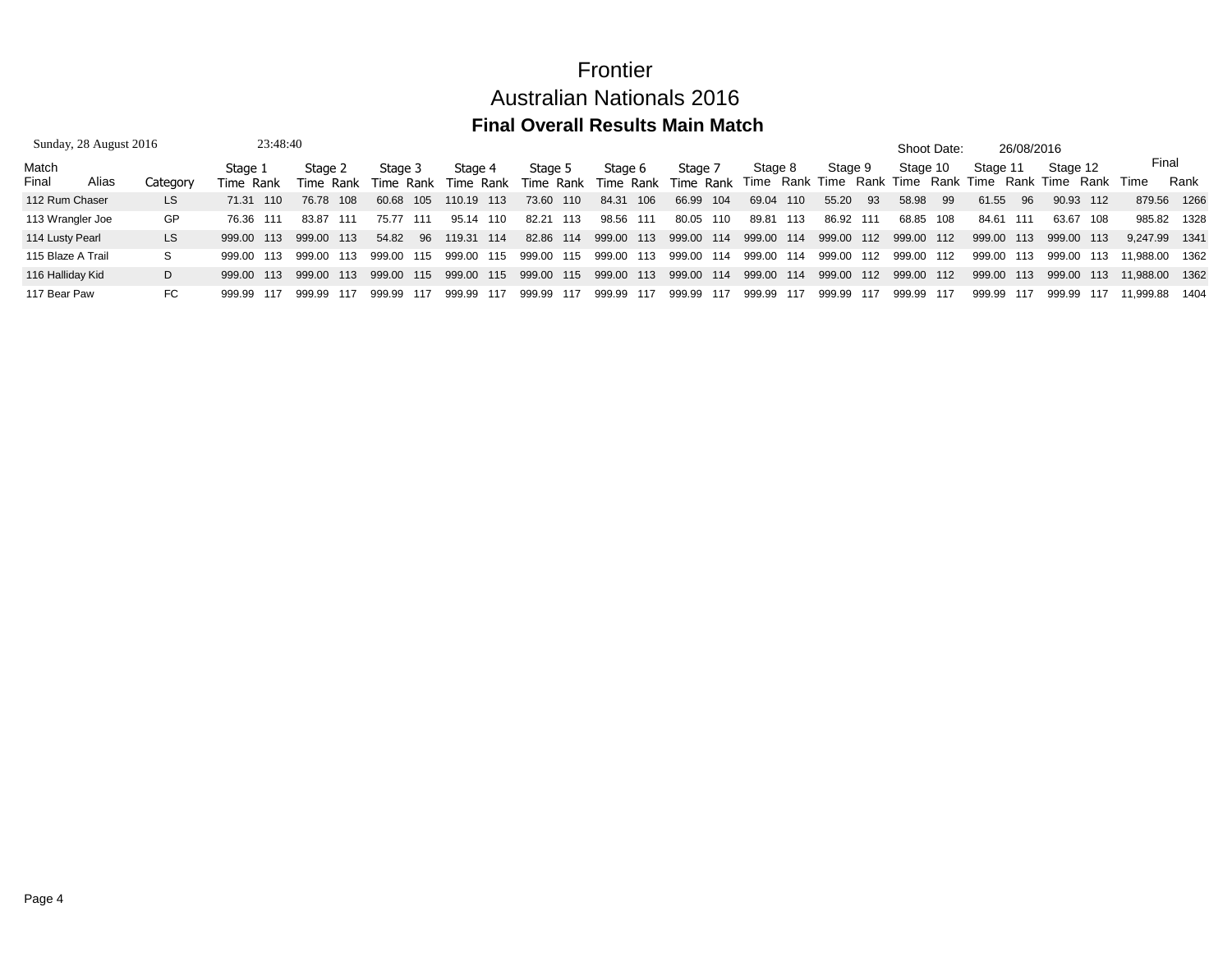# Frontier

## Australian Nationals 2016

### Final Overall Results Main Match

Sunday, 28 August 2016 23:48:40

Shoot Date: 26/08/2016

| Match Final | Alias | Category | Stage 1 Time | Stage 1 Rank | Stage 2 Time | Stage 2 Rank | Stage 3 Time | Stage 3 Rank | Stage 4 Time | Stage 4 Rank | Stage 5 Time | Stage 5 Rank | Stage 6 Time | Stage 6 Rank | Stage 7 Time | Stage 7 Rank | Stage 8 Time | Stage 8 Rank | Stage 9 Time | Stage 9 Rank | Stage 10 Time | Stage 10 Rank | Stage 11 Time | Stage 11 Rank | Stage 12 Time | Stage 12 Rank | Final Time | Final Rank |
|---|---|---|---|---|---|---|---|---|---|---|---|---|---|---|---|---|---|---|---|---|---|---|---|---|---|---|---|---|
| 112 | Rum Chaser | LS | 71.31 | 110 | 76.78 | 108 | 60.68 | 105 | 110.19 | 113 | 73.60 | 110 | 84.31 | 106 | 66.99 | 104 | 69.04 | 110 | 55.20 | 93 | 58.98 | 99 | 61.55 | 96 | 90.93 | 112 | 879.56 | 1266 |
| 113 | Wrangler Joe | GP | 76.36 | 111 | 83.87 | 111 | 75.77 | 111 | 95.14 | 110 | 82.21 | 113 | 98.56 | 111 | 80.05 | 110 | 89.81 | 113 | 86.92 | 111 | 68.85 | 108 | 84.61 | 111 | 63.67 | 108 | 985.82 | 1328 |
| 114 | Lusty Pearl | LS | 999.00 | 113 | 999.00 | 113 | 54.82 | 96 | 119.31 | 114 | 82.86 | 114 | 999.00 | 113 | 999.00 | 114 | 999.00 | 114 | 999.00 | 112 | 999.00 | 112 | 999.00 | 113 | 999.00 | 113 | 9,247.99 | 1341 |
| 115 | Blaze A Trail | S | 999.00 | 113 | 999.00 | 113 | 999.00 | 115 | 999.00 | 115 | 999.00 | 115 | 999.00 | 113 | 999.00 | 114 | 999.00 | 114 | 999.00 | 112 | 999.00 | 112 | 999.00 | 113 | 999.00 | 113 | 11,988.00 | 1362 |
| 116 | Halliday Kid | D | 999.00 | 113 | 999.00 | 113 | 999.00 | 115 | 999.00 | 115 | 999.00 | 115 | 999.00 | 113 | 999.00 | 114 | 999.00 | 114 | 999.00 | 112 | 999.00 | 112 | 999.00 | 113 | 999.00 | 113 | 11,988.00 | 1362 |
| 117 | Bear Paw | FC | 999.99 | 117 | 999.99 | 117 | 999.99 | 117 | 999.99 | 117 | 999.99 | 117 | 999.99 | 117 | 999.99 | 117 | 999.99 | 117 | 999.99 | 117 | 999.99 | 117 | 999.99 | 117 | 999.99 | 117 | 11,999.88 | 1404 |